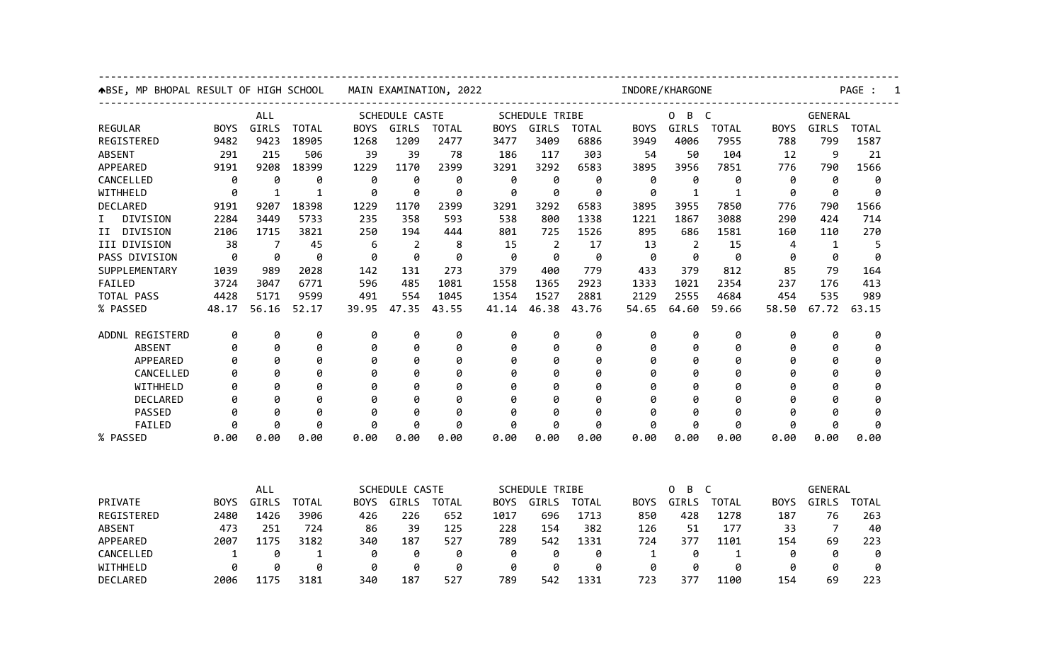## BSE, MP BHOPAL RESULT OF HIGH SCHOOL MAIN EXAMINATION, 2022 INDORE/KHARGONE

| | ALL | | | SCHEDULE CASTE | | | SCHEDULE TRIBE | | | O B C | | | GENERAL | | |
|---|---|---|---|---|---|---|---|---|---|---|---|---|---|---|---|
| REGULAR | BOYS | GIRLS | TOTAL | BOYS | GIRLS | TOTAL | BOYS | GIRLS | TOTAL | BOYS | GIRLS | TOTAL | BOYS | GIRLS | TOTAL |
| REGISTERED | 9482 | 9423 | 18905 | 1268 | 1209 | 2477 | 3477 | 3409 | 6886 | 3949 | 4006 | 7955 | 788 | 799 | 1587 |
| ABSENT | 291 | 215 | 506 | 39 | 39 | 78 | 186 | 117 | 303 | 54 | 50 | 104 | 12 | 9 | 21 |
| APPEARED | 9191 | 9208 | 18399 | 1229 | 1170 | 2399 | 3291 | 3292 | 6583 | 3895 | 3956 | 7851 | 776 | 790 | 1566 |
| CANCELLED | 0 | 0 | 0 | 0 | 0 | 0 | 0 | 0 | 0 | 0 | 0 | 0 | 0 | 0 | 0 |
| WITHHELD | 0 | 1 | 1 | 0 | 0 | 0 | 0 | 0 | 0 | 0 | 1 | 1 | 0 | 0 | 0 |
| DECLARED | 9191 | 9207 | 18398 | 1229 | 1170 | 2399 | 3291 | 3292 | 6583 | 3895 | 3955 | 7850 | 776 | 790 | 1566 |
| I DIVISION | 2284 | 3449 | 5733 | 235 | 358 | 593 | 538 | 800 | 1338 | 1221 | 1867 | 3088 | 290 | 424 | 714 |
| II DIVISION | 2106 | 1715 | 3821 | 250 | 194 | 444 | 801 | 725 | 1526 | 895 | 686 | 1581 | 160 | 110 | 270 |
| III DIVISION | 38 | 7 | 45 | 6 | 2 | 8 | 15 | 2 | 17 | 13 | 2 | 15 | 4 | 1 | 5 |
| PASS DIVISION | 0 | 0 | 0 | 0 | 0 | 0 | 0 | 0 | 0 | 0 | 0 | 0 | 0 | 0 | 0 |
| SUPPLEMENTARY | 1039 | 989 | 2028 | 142 | 131 | 273 | 379 | 400 | 779 | 433 | 379 | 812 | 85 | 79 | 164 |
| FAILED | 3724 | 3047 | 6771 | 596 | 485 | 1081 | 1558 | 1365 | 2923 | 1333 | 1021 | 2354 | 237 | 176 | 413 |
| TOTAL PASS | 4428 | 5171 | 9599 | 491 | 554 | 1045 | 1354 | 1527 | 2881 | 2129 | 2555 | 4684 | 454 | 535 | 989 |
| % PASSED | 48.17 | 56.16 | 52.17 | 39.95 | 47.35 | 43.55 | 41.14 | 46.38 | 43.76 | 54.65 | 64.60 | 59.66 | 58.50 | 67.72 | 63.15 |
| ADDNL REGISTERD | 0 | 0 | 0 | 0 | 0 | 0 | 0 | 0 | 0 | 0 | 0 | 0 | 0 | 0 | 0 |
| ABSENT | 0 | 0 | 0 | 0 | 0 | 0 | 0 | 0 | 0 | 0 | 0 | 0 | 0 | 0 | 0 |
| APPEARED | 0 | 0 | 0 | 0 | 0 | 0 | 0 | 0 | 0 | 0 | 0 | 0 | 0 | 0 | 0 |
| CANCELLED | 0 | 0 | 0 | 0 | 0 | 0 | 0 | 0 | 0 | 0 | 0 | 0 | 0 | 0 | 0 |
| WITHHELD | 0 | 0 | 0 | 0 | 0 | 0 | 0 | 0 | 0 | 0 | 0 | 0 | 0 | 0 | 0 |
| DECLARED | 0 | 0 | 0 | 0 | 0 | 0 | 0 | 0 | 0 | 0 | 0 | 0 | 0 | 0 | 0 |
| PASSED | 0 | 0 | 0 | 0 | 0 | 0 | 0 | 0 | 0 | 0 | 0 | 0 | 0 | 0 | 0 |
| FAILED | 0 | 0 | 0 | 0 | 0 | 0 | 0 | 0 | 0 | 0 | 0 | 0 | 0 | 0 | 0 |
| % PASSED | 0.00 | 0.00 | 0.00 | 0.00 | 0.00 | 0.00 | 0.00 | 0.00 | 0.00 | 0.00 | 0.00 | 0.00 | 0.00 | 0.00 | 0.00 |

| | ALL | | | SCHEDULE CASTE | | | SCHEDULE TRIBE | | | O B C | | | GENERAL | | |
|---|---|---|---|---|---|---|---|---|---|---|---|---|---|---|---|
| PRIVATE | BOYS | GIRLS | TOTAL | BOYS | GIRLS | TOTAL | BOYS | GIRLS | TOTAL | BOYS | GIRLS | TOTAL | BOYS | GIRLS | TOTAL |
| REGISTERED | 2480 | 1426 | 3906 | 426 | 226 | 652 | 1017 | 696 | 1713 | 850 | 428 | 1278 | 187 | 76 | 263 |
| ABSENT | 473 | 251 | 724 | 86 | 39 | 125 | 228 | 154 | 382 | 126 | 51 | 177 | 33 | 7 | 40 |
| APPEARED | 2007 | 1175 | 3182 | 340 | 187 | 527 | 789 | 542 | 1331 | 724 | 377 | 1101 | 154 | 69 | 223 |
| CANCELLED | 1 | 0 | 1 | 0 | 0 | 0 | 0 | 0 | 0 | 1 | 0 | 1 | 0 | 0 | 0 |
| WITHHELD | 0 | 0 | 0 | 0 | 0 | 0 | 0 | 0 | 0 | 0 | 0 | 0 | 0 | 0 | 0 |
| DECLARED | 2006 | 1175 | 3181 | 340 | 187 | 527 | 789 | 542 | 1331 | 723 | 377 | 1100 | 154 | 69 | 223 |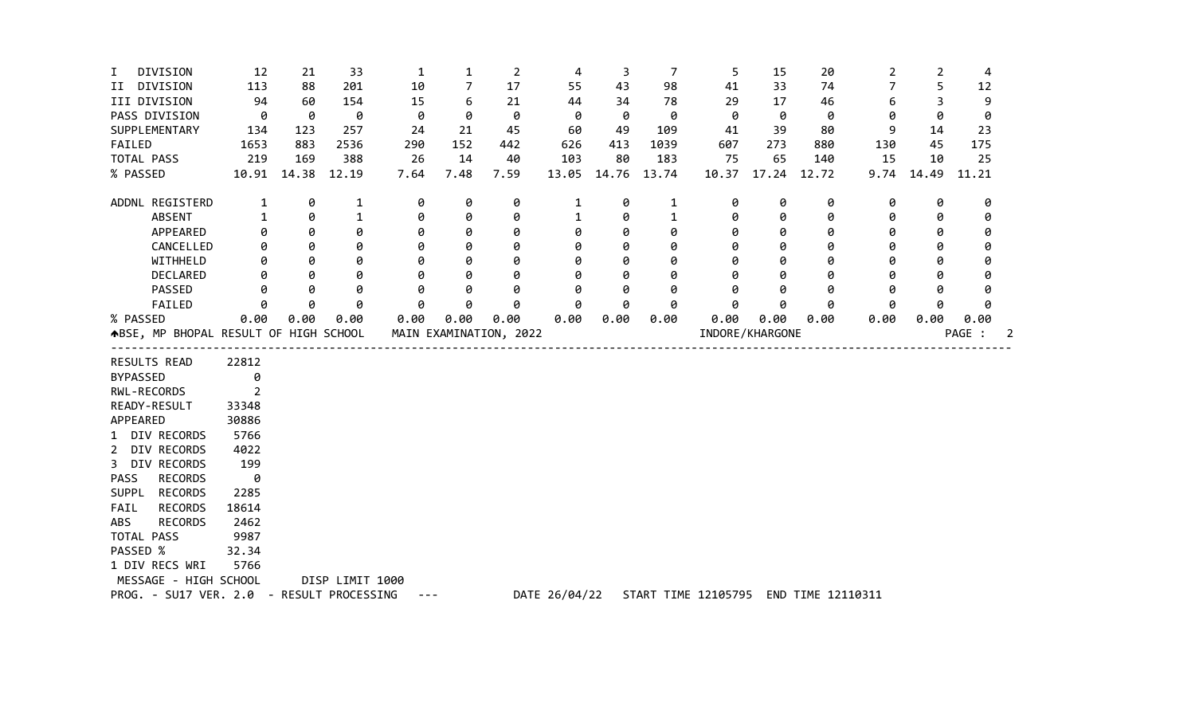| | | | | | | | | | | | | | | | |
|---|---|---|---|---|---|---|---|---|---|---|---|---|---|---|---|
| I DIVISION | 12 | 21 | 33 | 1 | 1 | 2 | 4 | 3 | 7 | 5 | 15 | 20 | 2 | 2 | 4 |
| II DIVISION | 113 | 88 | 201 | 10 | 7 | 17 | 55 | 43 | 98 | 41 | 33 | 74 | 7 | 5 | 12 |
| III DIVISION | 94 | 60 | 154 | 15 | 6 | 21 | 44 | 34 | 78 | 29 | 17 | 46 | 6 | 3 | 9 |
| PASS DIVISION | 0 | 0 | 0 | 0 | 0 | 0 | 0 | 0 | 0 | 0 | 0 | 0 | 0 | 0 | 0 |
| SUPPLEMENTARY | 134 | 123 | 257 | 24 | 21 | 45 | 60 | 49 | 109 | 41 | 39 | 80 | 9 | 14 | 23 |
| FAILED | 1653 | 883 | 2536 | 290 | 152 | 442 | 626 | 413 | 1039 | 607 | 273 | 880 | 130 | 45 | 175 |
| TOTAL PASS | 219 | 169 | 388 | 26 | 14 | 40 | 103 | 80 | 183 | 75 | 65 | 140 | 15 | 10 | 25 |
| % PASSED | 10.91 | 14.38 | 12.19 | 7.64 | 7.48 | 7.59 | 13.05 | 14.76 | 13.74 | 10.37 | 17.24 | 12.72 | 9.74 | 14.49 | 11.21 |
| ADDNL REGISTERD | 1 | 0 | 1 | 0 | 0 | 0 | 1 | 0 | 1 | 0 | 0 | 0 | 0 | 0 | 0 |
| ABSENT | 1 | 0 | 1 | 0 | 0 | 0 | 1 | 0 | 1 | 0 | 0 | 0 | 0 | 0 | 0 |
| APPEARED | 0 | 0 | 0 | 0 | 0 | 0 | 0 | 0 | 0 | 0 | 0 | 0 | 0 | 0 | 0 |
| CANCELLED | 0 | 0 | 0 | 0 | 0 | 0 | 0 | 0 | 0 | 0 | 0 | 0 | 0 | 0 | 0 |
| WITHHELD | 0 | 0 | 0 | 0 | 0 | 0 | 0 | 0 | 0 | 0 | 0 | 0 | 0 | 0 | 0 |
| DECLARED | 0 | 0 | 0 | 0 | 0 | 0 | 0 | 0 | 0 | 0 | 0 | 0 | 0 | 0 | 0 |
| PASSED | 0 | 0 | 0 | 0 | 0 | 0 | 0 | 0 | 0 | 0 | 0 | 0 | 0 | 0 | 0 |
| FAILED | 0 | 0 | 0 | 0 | 0 | 0 | 0 | 0 | 0 | 0 | 0 | 0 | 0 | 0 | 0 |
| % PASSED | 0.00 | 0.00 | 0.00 | 0.00 | 0.00 | 0.00 | 0.00 | 0.00 | 0.00 | 0.00 | 0.00 | 0.00 | 0.00 | 0.00 | 0.00 |

BSE, MP BHOPAL RESULT OF HIGH SCHOOL MAIN EXAMINATION, 2022 INDORE/KHARGONE

| | |
|---|---|
| RESULTS READ | 22812 |
| BYPASSED | 0 |
| RWL-RECORDS | 2 |
| READY-RESULT | 33348 |
| APPEARED | 30886 |
| 1 DIV RECORDS | 5766 |
| 2 DIV RECORDS | 4022 |
| 3 DIV RECORDS | 199 |
| PASS RECORDS | 0 |
| SUPPL RECORDS | 2285 |
| FAIL RECORDS | 18614 |
| ABS RECORDS | 2462 |
| TOTAL PASS | 9987 |
| PASSED % | 32.34 |
| 1 DIV RECS WRI | 5766 |

MESSAGE - HIGH SCHOOL DISP LIMIT 1000

PROG. - SU17 VER. 2.0 - RESULT PROCESSING --- DATE 26/04/22 START TIME 12105795 END TIME 12110311